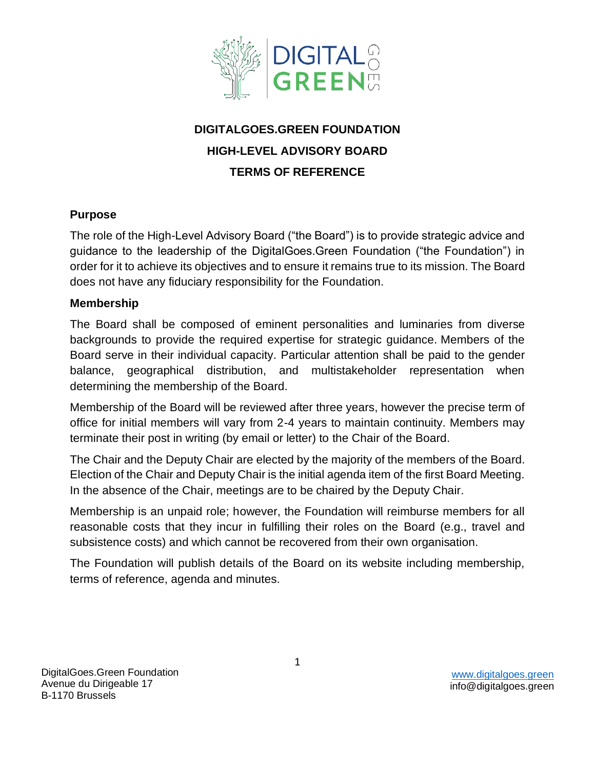# DIGITALGOES.GREEN FOUNDATION

# HIGH-LEVEL ADVISORY BOARD

# TERMS OF REFERENCE

## Purpose

The role of the High-Level Advisory Board ("the Board") is to provide strategic advice and guidance to the leadership of the DigitalGoes.Green Foundation ("the Foundation") in order for it to achieve its objectives and to ensure it remains true to its mission. The Board does not have any fiduciary responsibility for the Foundation.

## Membership

The Board shall be composed of eminent personalities and luminaries from diverse backgrounds to provide the required expertise for strategic guidance. Members of the Board serve in their individual capacity. Particular attention shall be paid to the gender balance, geographical distribution, and multistakeholder representation when determining the membership of the Board.

Membership of the Board will be reviewed after three years, however the precise term of office for initial members will vary from 2-4 years to maintain continuity. Members may terminate their post in writing (by email or letter) to the Chair of the Board.

The Chair and the Deputy Chair are elected by the majority of the members of the Board. Election of the Chair and Deputy Chair is the initial agenda item of the first Board Meeting. In the absence of the Chair, meetings are to be chaired by the Deputy Chair.

Membership is an unpaid role; however, the Foundation will reimburse members for all reasonable costs that they incur in fulfilling their roles on the Board (e.g., travel and subsistence costs) and which cannot be recovered from their own organisation.

The Foundation will publish details of the Board on its website including membership, terms of reference, agenda and minutes.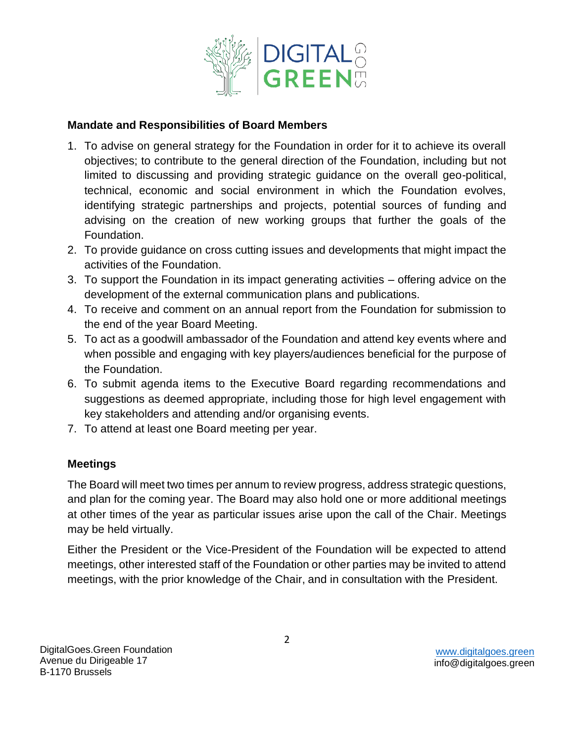## Mandate and Responsibilities of Board Members

1. To advise on general strategy for the Foundation in order for it to achieve its overall objectives; to contribute to the general direction of the Foundation, including but not limited to discussing and providing strategic guidance on the overall geo-political, technical, economic and social environment in which the Foundation evolves, identifying strategic partnerships and projects, potential sources of funding and advising on the creation of new working groups that further the goals of the Foundation.
2. To provide guidance on cross cutting issues and developments that might impact the activities of the Foundation.
3. To support the Foundation in its impact generating activities – offering advice on the development of the external communication plans and publications.
4. To receive and comment on an annual report from the Foundation for submission to the end of the year Board Meeting.
5. To act as a goodwill ambassador of the Foundation and attend key events where and when possible and engaging with key players/audiences beneficial for the purpose of the Foundation.
6. To submit agenda items to the Executive Board regarding recommendations and suggestions as deemed appropriate, including those for high level engagement with key stakeholders and attending and/or organising events.
7. To attend at least one Board meeting per year.

## Meetings

The Board will meet two times per annum to review progress, address strategic questions, and plan for the coming year. The Board may also hold one or more additional meetings at other times of the year as particular issues arise upon the call of the Chair. Meetings may be held virtually.

Either the President or the Vice-President of the Foundation will be expected to attend meetings, other interested staff of the Foundation or other parties may be invited to attend meetings, with the prior knowledge of the Chair, and in consultation with the President.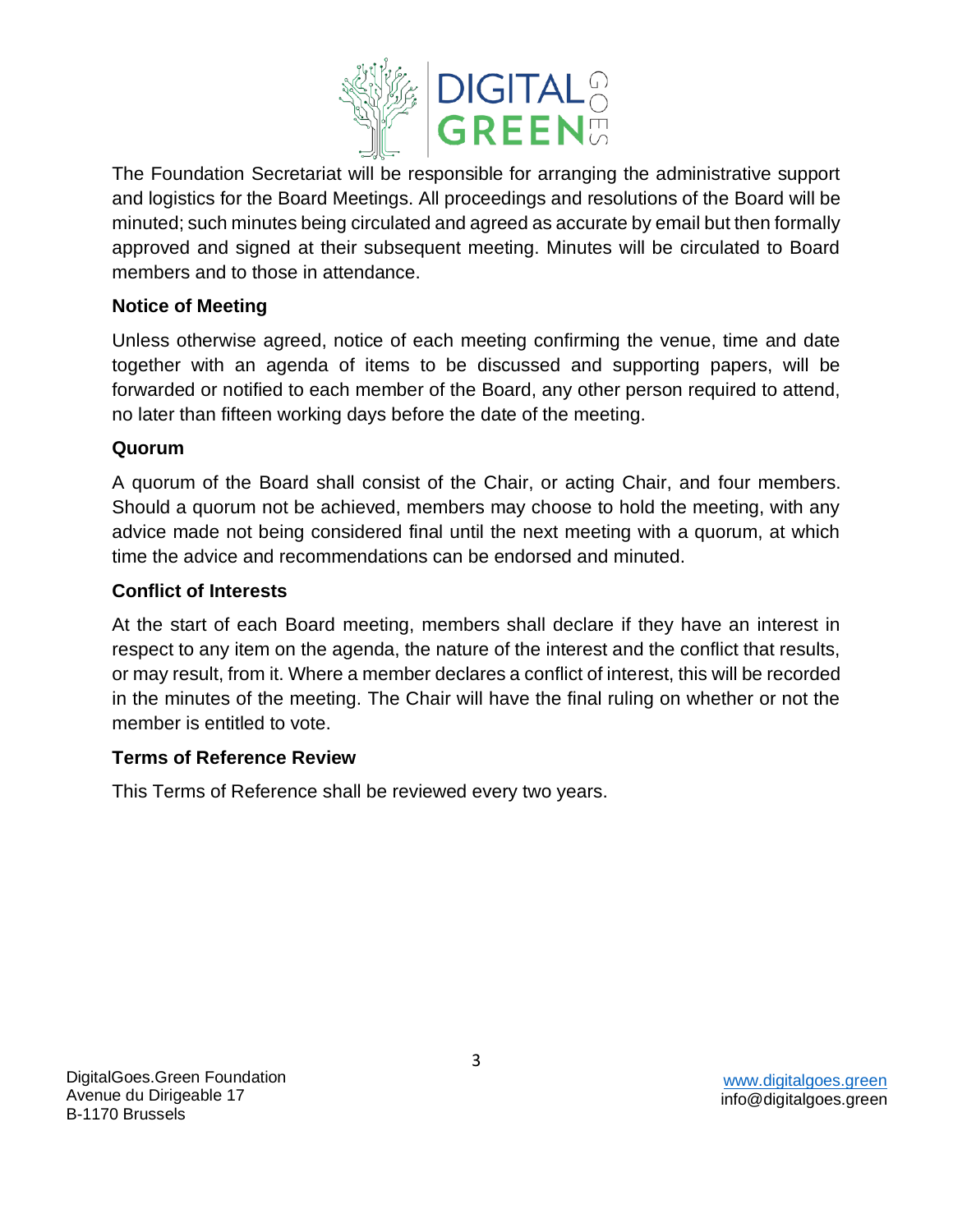The Foundation Secretariat will be responsible for arranging the administrative support and logistics for the Board Meetings. All proceedings and resolutions of the Board will be minuted; such minutes being circulated and agreed as accurate by email but then formally approved and signed at their subsequent meeting. Minutes will be circulated to Board members and to those in attendance.

**Notice of Meeting**

Unless otherwise agreed, notice of each meeting confirming the venue, time and date together with an agenda of items to be discussed and supporting papers, will be forwarded or notified to each member of the Board, any other person required to attend, no later than fifteen working days before the date of the meeting.

**Quorum**

A quorum of the Board shall consist of the Chair, or acting Chair, and four members. Should a quorum not be achieved, members may choose to hold the meeting, with any advice made not being considered final until the next meeting with a quorum, at which time the advice and recommendations can be endorsed and minuted.

**Conflict of Interests**

At the start of each Board meeting, members shall declare if they have an interest in respect to any item on the agenda, the nature of the interest and the conflict that results, or may result, from it. Where a member declares a conflict of interest, this will be recorded in the minutes of the meeting. The Chair will have the final ruling on whether or not the member is entitled to vote.

**Terms of Reference Review**

This Terms of Reference shall be reviewed every two years.